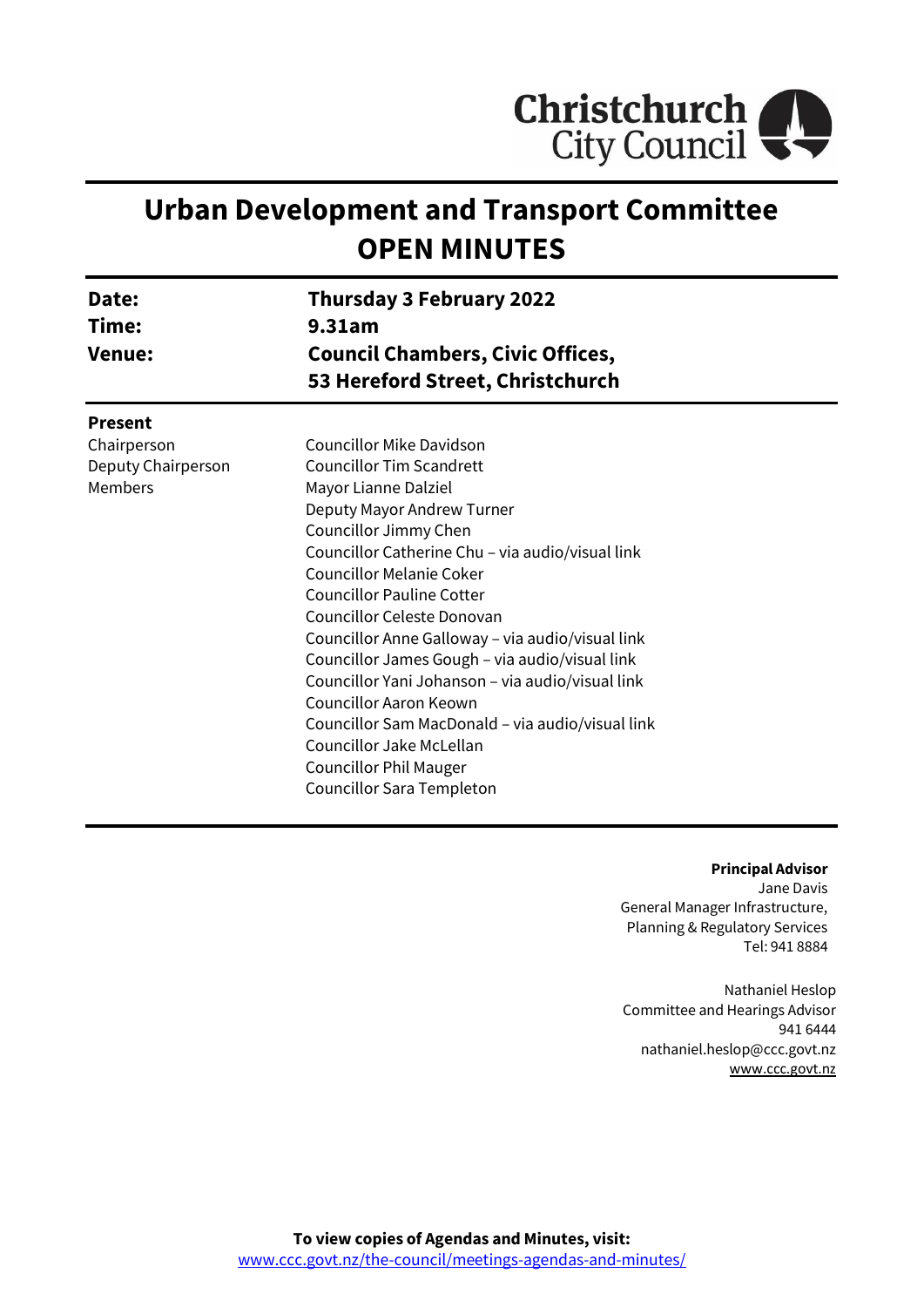Christchurch City Council

# Urban Development and Transport Committee
# OPEN MINUTES

| | |
|---|---|
| **Date:** | **Thursday 3 February 2022** |
| **Time:** | **9.31am** |
| **Venue:** | **Council Chambers, Civic Offices, 53 Hereford Street, Christchurch** |

**Present**

| | |
|---|---|
| Chairperson | Councillor Mike Davidson |
| Deputy Chairperson | Councillor Tim Scandrett |
| Members | Mayor Lianne Dalziel |
| | Deputy Mayor Andrew Turner |
| | Councillor Jimmy Chen |
| | Councillor Catherine Chu – via audio/visual link |
| | Councillor Melanie Coker |
| | Councillor Pauline Cotter |
| | Councillor Celeste Donovan |
| | Councillor Anne Galloway – via audio/visual link |
| | Councillor James Gough – via audio/visual link |
| | Councillor Yani Johanson – via audio/visual link |
| | Councillor Aaron Keown |
| | Councillor Sam MacDonald – via audio/visual link |
| | Councillor Jake McLellan |
| | Councillor Phil Mauger |
| | Councillor Sara Templeton |

**Principal Advisor**
Jane Davis
General Manager Infrastructure,
Planning & Regulatory Services
Tel: 941 8884

Nathaniel Heslop
Committee and Hearings Advisor
941 6444
nathaniel.heslop@ccc.govt.nz
www.ccc.govt.nz

**To view copies of Agendas and Minutes, visit:**
www.ccc.govt.nz/the-council/meetings-agendas-and-minutes/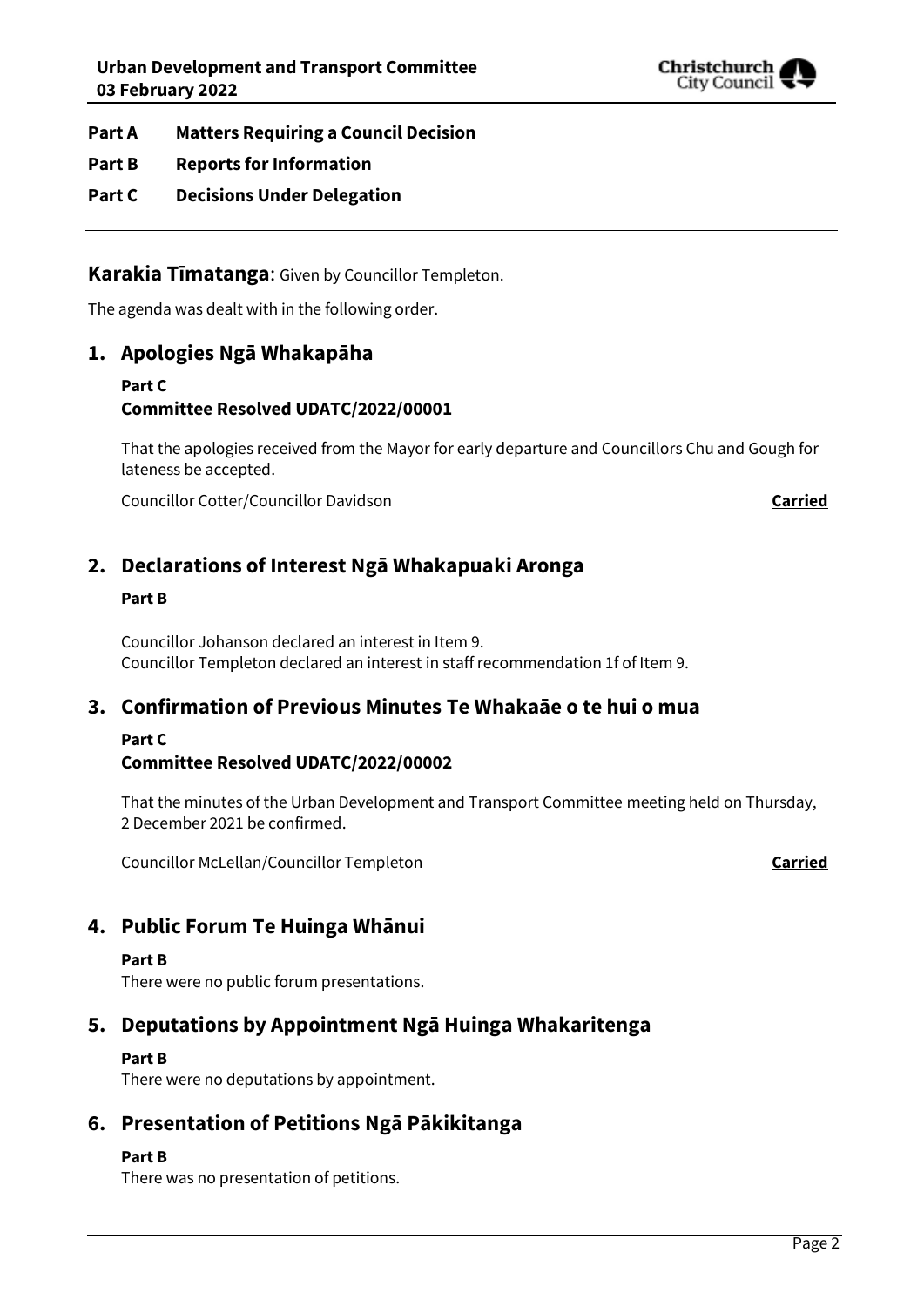**Part A Matters Requiring a Council Decision**

**Part B Reports for Information**

**Part C Decisions Under Delegation**

---

## Karakia Tīmatanga: Given by Councillor Templeton.

The agenda was dealt with in the following order.

## 1. Apologies Ngā Whakapāha

**Part C**

**Committee Resolved UDATC/2022/00001**

That the apologies received from the Mayor for early departure and Councillors Chu and Gough for lateness be accepted.

Councillor Cotter/Councillor Davidson **Carried**

## 2. Declarations of Interest Ngā Whakapuaki Aronga

**Part B**

Councillor Johanson declared an interest in Item 9.
Councillor Templeton declared an interest in staff recommendation 1f of Item 9.

## 3. Confirmation of Previous Minutes Te Whakaāe o te hui o mua

**Part C**

**Committee Resolved UDATC/2022/00002**

That the minutes of the Urban Development and Transport Committee meeting held on Thursday, 2 December 2021 be confirmed.

Councillor McLellan/Councillor Templeton **Carried**

## 4. Public Forum Te Huinga Whānui

**Part B**

There were no public forum presentations.

## 5. Deputations by Appointment Ngā Huinga Whakaritenga

**Part B**

There were no deputations by appointment.

## 6. Presentation of Petitions Ngā Pākikitanga

**Part B**

There was no presentation of petitions.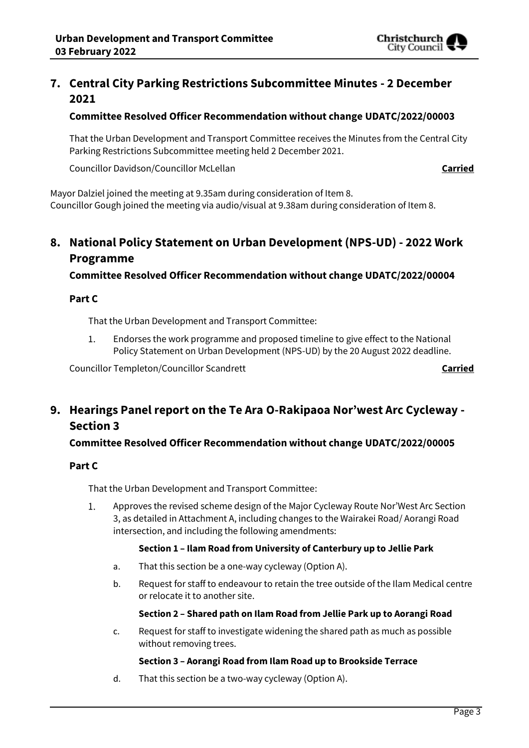## 7. Central City Parking Restrictions Subcommittee Minutes - 2 December 2021

**Committee Resolved Officer Recommendation without change UDATC/2022/00003**

That the Urban Development and Transport Committee receives the Minutes from the Central City Parking Restrictions Subcommittee meeting held 2 December 2021.

Councillor Davidson/Councillor McLellan **Carried**

Mayor Dalziel joined the meeting at 9.35am during consideration of Item 8.
Councillor Gough joined the meeting via audio/visual at 9.38am during consideration of Item 8.

## 8. National Policy Statement on Urban Development (NPS-UD) - 2022 Work Programme

**Committee Resolved Officer Recommendation without change UDATC/2022/00004**

**Part C**

That the Urban Development and Transport Committee:

1. Endorses the work programme and proposed timeline to give effect to the National Policy Statement on Urban Development (NPS-UD) by the 20 August 2022 deadline.

Councillor Templeton/Councillor Scandrett **Carried**

## 9. Hearings Panel report on the Te Ara O-Rakipaoa Nor'west Arc Cycleway - Section 3

**Committee Resolved Officer Recommendation without change UDATC/2022/00005**

**Part C**

That the Urban Development and Transport Committee:

1. Approves the revised scheme design of the Major Cycleway Route Nor'West Arc Section 3, as detailed in Attachment A, including changes to the Wairakei Road/ Aorangi Road intersection, and including the following amendments:

   **Section 1 – Ilam Road from University of Canterbury up to Jellie Park**

   a. That this section be a one-way cycleway (Option A).

   b. Request for staff to endeavour to retain the tree outside of the Ilam Medical centre or relocate it to another site.

   **Section 2 – Shared path on Ilam Road from Jellie Park up to Aorangi Road**

   c. Request for staff to investigate widening the shared path as much as possible without removing trees.

   **Section 3 – Aorangi Road from Ilam Road up to Brookside Terrace**

   d. That this section be a two-way cycleway (Option A).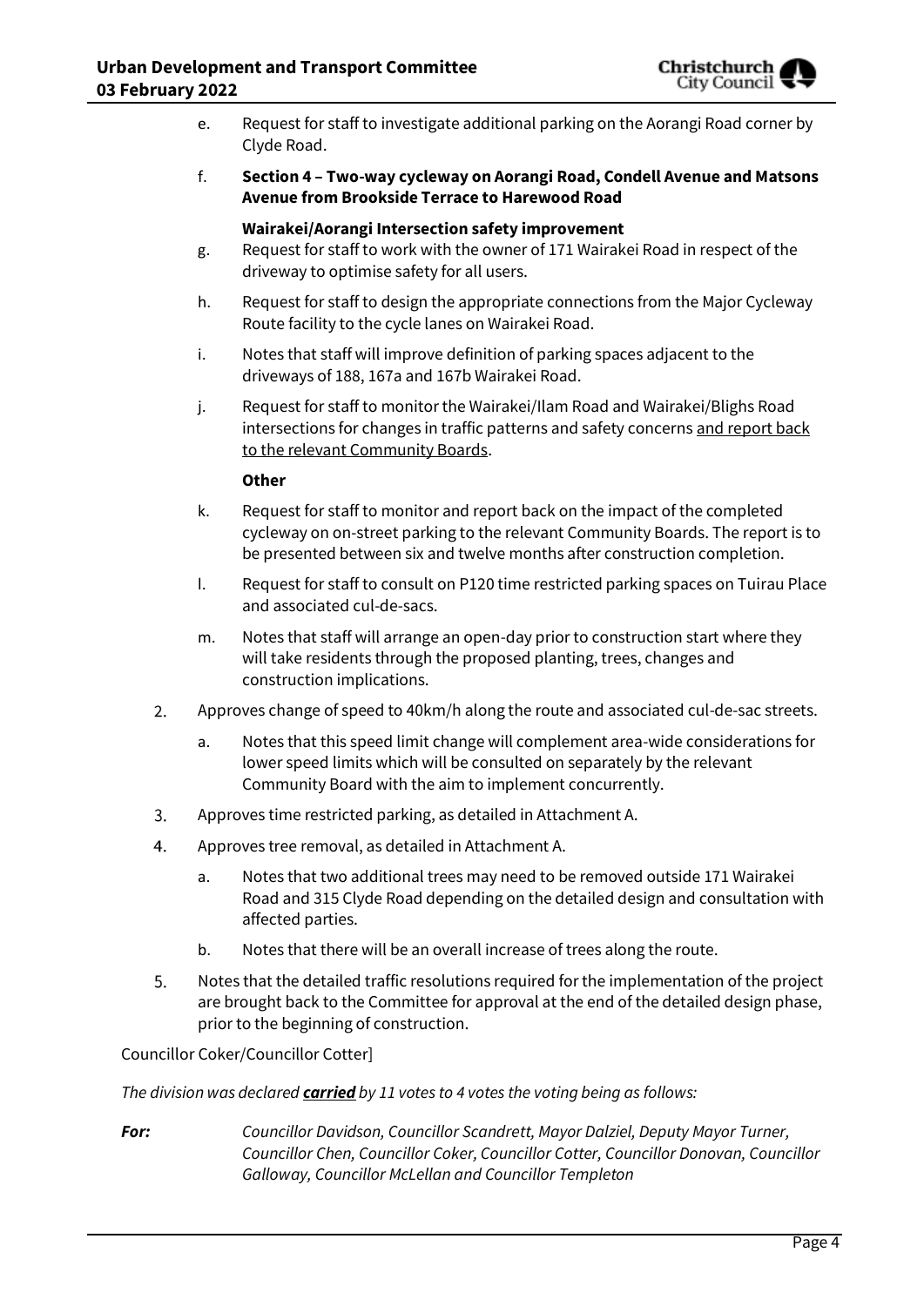e. Request for staff to investigate additional parking on the Aorangi Road corner by Clyde Road.

f. **Section 4 – Two-way cycleway on Aorangi Road, Condell Avenue and Matsons Avenue from Brookside Terrace to Harewood Road**

**Wairakei/Aorangi Intersection safety improvement**

g. Request for staff to work with the owner of 171 Wairakei Road in respect of the driveway to optimise safety for all users.

h. Request for staff to design the appropriate connections from the Major Cycleway Route facility to the cycle lanes on Wairakei Road.

i. Notes that staff will improve definition of parking spaces adjacent to the driveways of 188, 167a and 167b Wairakei Road.

j. Request for staff to monitor the Wairakei/Ilam Road and Wairakei/Blighs Road intersections for changes in traffic patterns and safety concerns <u>and report back to the relevant Community Boards</u>.

**Other**

k. Request for staff to monitor and report back on the impact of the completed cycleway on on-street parking to the relevant Community Boards. The report is to be presented between six and twelve months after construction completion.

l. Request for staff to consult on P120 time restricted parking spaces on Tuirau Place and associated cul-de-sacs.

m. Notes that staff will arrange an open-day prior to construction start where they will take residents through the proposed planting, trees, changes and construction implications.

2. Approves change of speed to 40km/h along the route and associated cul-de-sac streets.

   a. Notes that this speed limit change will complement area-wide considerations for lower speed limits which will be consulted on separately by the relevant Community Board with the aim to implement concurrently.

3. Approves time restricted parking, as detailed in Attachment A.

4. Approves tree removal, as detailed in Attachment A.

   a. Notes that two additional trees may need to be removed outside 171 Wairakei Road and 315 Clyde Road depending on the detailed design and consultation with affected parties.

   b. Notes that there will be an overall increase of trees along the route.

5. Notes that the detailed traffic resolutions required for the implementation of the project are brought back to the Committee for approval at the end of the detailed design phase, prior to the beginning of construction.

Councillor Coker/Councillor Cotter]

*The division was declared* ***<u>carried</u>*** *by 11 votes to 4 votes the voting being as follows:*

***For:*** *Councillor Davidson, Councillor Scandrett, Mayor Dalziel, Deputy Mayor Turner, Councillor Chen, Councillor Coker, Councillor Cotter, Councillor Donovan, Councillor Galloway, Councillor McLellan and Councillor Templeton*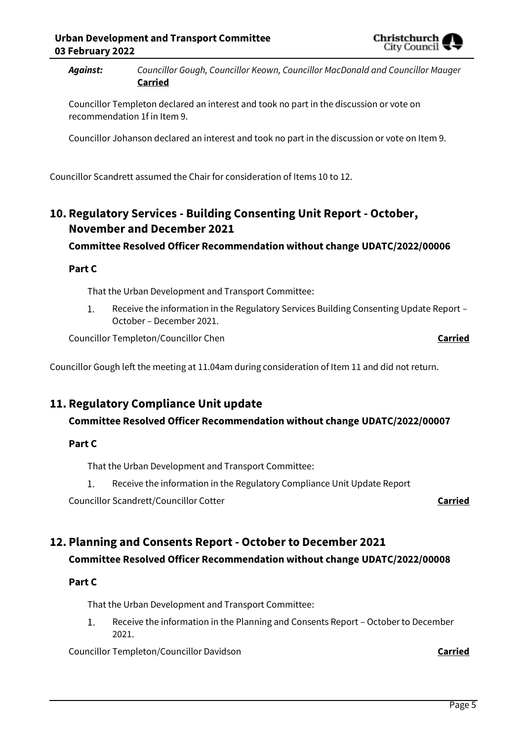*Against:* *Councillor Gough, Councillor Keown, Councillor MacDonald and Councillor Mauger*
**Carried**

Councillor Templeton declared an interest and took no part in the discussion or vote on recommendation 1f in Item 9.

Councillor Johanson declared an interest and took no part in the discussion or vote on Item 9.

Councillor Scandrett assumed the Chair for consideration of Items 10 to 12.

## 10. Regulatory Services - Building Consenting Unit Report - October, November and December 2021

### Committee Resolved Officer Recommendation without change UDATC/2022/00006

**Part C**

That the Urban Development and Transport Committee:

1. Receive the information in the Regulatory Services Building Consenting Update Report – October – December 2021.

Councillor Templeton/Councillor Chen **Carried**

Councillor Gough left the meeting at 11.04am during consideration of Item 11 and did not return.

## 11. Regulatory Compliance Unit update

### Committee Resolved Officer Recommendation without change UDATC/2022/00007

**Part C**

That the Urban Development and Transport Committee:

1. Receive the information in the Regulatory Compliance Unit Update Report

Councillor Scandrett/Councillor Cotter **Carried**

## 12. Planning and Consents Report - October to December 2021

### Committee Resolved Officer Recommendation without change UDATC/2022/00008

**Part C**

That the Urban Development and Transport Committee:

1. Receive the information in the Planning and Consents Report – October to December 2021.

Councillor Templeton/Councillor Davidson **Carried**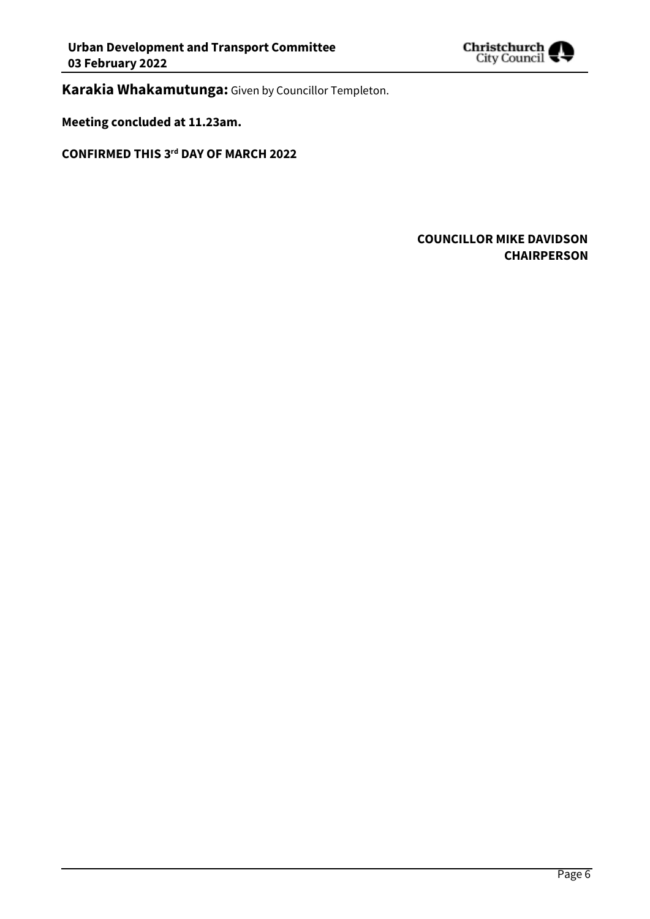**Karakia Whakamutunga:** Given by Councillor Templeton.

**Meeting concluded at 11.23am.**

**CONFIRMED THIS 3rd DAY OF MARCH 2022**

**COUNCILLOR MIKE DAVIDSON**
**CHAIRPERSON**